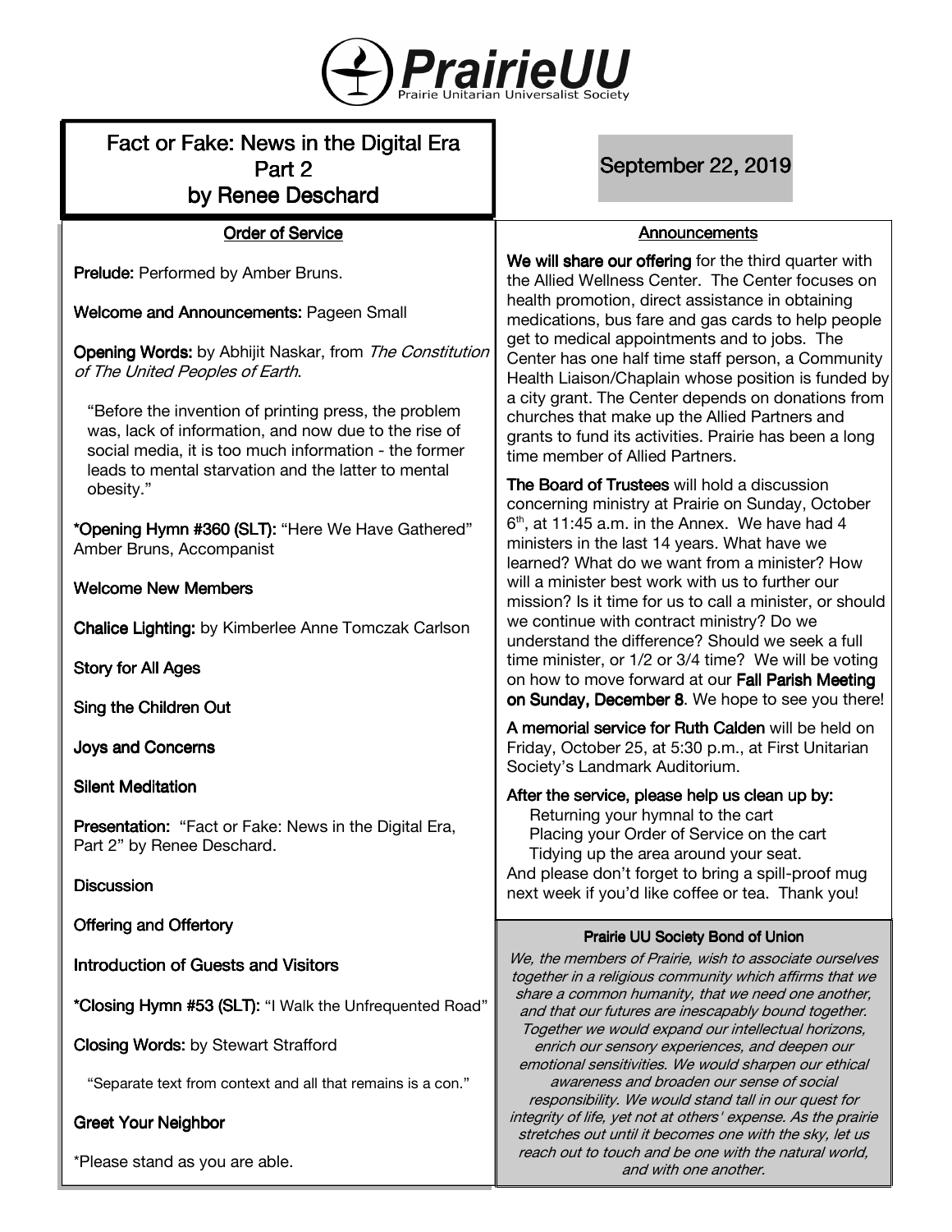# PrairieUU

Prairie Unitarian Universalist Society

## Fact or Fake: News in the Digital Era Part 2 by Renee Deschard

## September 22, 2019

### Order of Service

**Prelude:** Performed by Amber Bruns.

**Welcome and Announcements:** Pageen Small

**Opening Words:** by Abhijit Naskar, from *The Constitution of The United Peoples of Earth*.

> "Before the invention of printing press, the problem was, lack of information, and now due to the rise of social media, it is too much information - the former leads to mental starvation and the latter to mental obesity."

**\*Opening Hymn #360 (SLT):** "Here We Have Gathered" Amber Bruns, Accompanist

**Welcome New Members**

**Chalice Lighting:** by Kimberlee Anne Tomczak Carlson

**Story for All Ages**

**Sing the Children Out**

**Joys and Concerns**

**Silent Meditation**

**Presentation:** "Fact or Fake: News in the Digital Era, Part 2" by Renee Deschard.

**Discussion**

**Offering and Offertory**

**Introduction of Guests and Visitors**

**\*Closing Hymn #53 (SLT):** "I Walk the Unfrequented Road"

**Closing Words:** by Stewart Strafford

> "Separate text from context and all that remains is a con."

**Greet Your Neighbor**

\*Please stand as you are able.

### Announcements

**We will share our offering** for the third quarter with the Allied Wellness Center. The Center focuses on health promotion, direct assistance in obtaining medications, bus fare and gas cards to help people get to medical appointments and to jobs. The Center has one half time staff person, a Community Health Liaison/Chaplain whose position is funded by a city grant. The Center depends on donations from churches that make up the Allied Partners and grants to fund its activities. Prairie has been a long time member of Allied Partners.

**The Board of Trustees** will hold a discussion concerning ministry at Prairie on Sunday, October 6th, at 11:45 a.m. in the Annex. We have had 4 ministers in the last 14 years. What have we learned? What do we want from a minister? How will a minister best work with us to further our mission? Is it time for us to call a minister, or should we continue with contract ministry? Do we understand the difference? Should we seek a full time minister, or 1/2 or 3/4 time? We will be voting on how to move forward at our **Fall Parish Meeting on Sunday, December 8**. We hope to see you there!

**A memorial service for Ruth Calden** will be held on Friday, October 25, at 5:30 p.m., at First Unitarian Society's Landmark Auditorium.

**After the service, please help us clean up by:**

- Returning your hymnal to the cart
- Placing your Order of Service on the cart
- Tidying up the area around your seat.

And please don't forget to bring a spill-proof mug next week if you'd like coffee or tea. Thank you!

### Prairie UU Society Bond of Union

*We, the members of Prairie, wish to associate ourselves together in a religious community which affirms that we share a common humanity, that we need one another, and that our futures are inescapably bound together. Together we would expand our intellectual horizons, enrich our sensory experiences, and deepen our emotional sensitivities. We would sharpen our ethical awareness and broaden our sense of social responsibility. We would stand tall in our quest for integrity of life, yet not at others' expense. As the prairie stretches out until it becomes one with the sky, let us reach out to touch and be one with the natural world, and with one another.*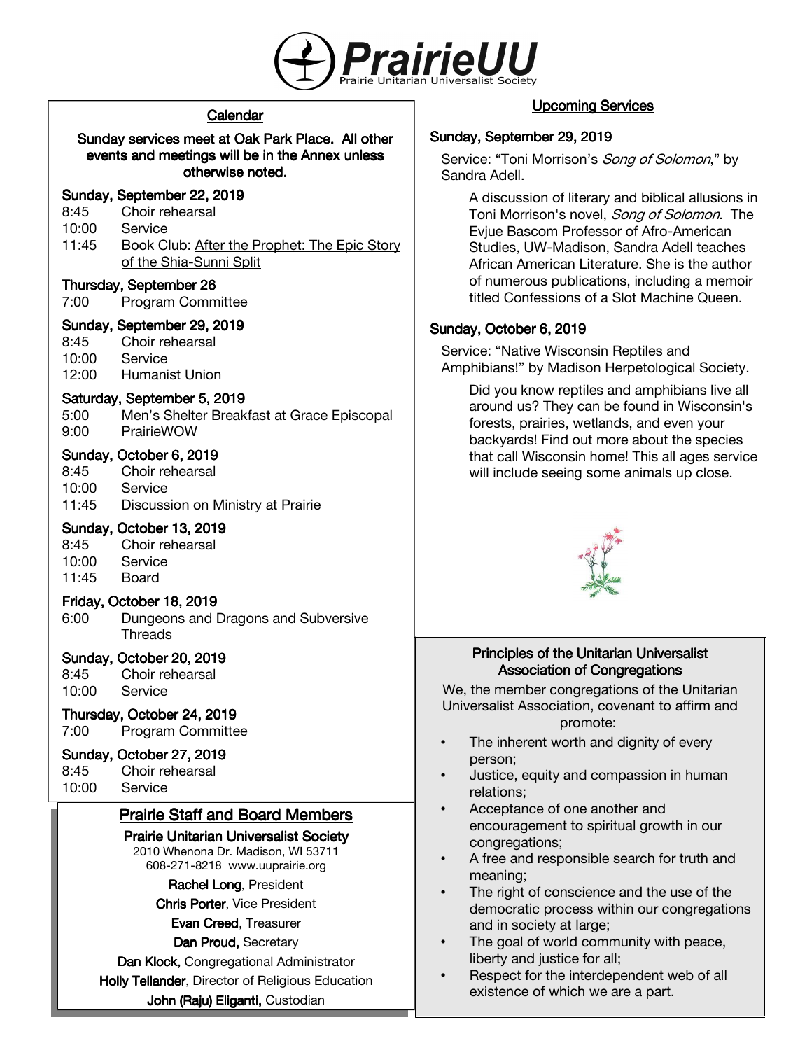# PrairieUU

Prairie Unitarian Universalist Society

## Calendar

**Sunday services meet at Oak Park Place. All other events and meetings will be in the Annex unless otherwise noted.**

**Sunday, September 22, 2019**

8:45 Choir rehearsal
10:00 Service
11:45 Book Club: After the Prophet: The Epic Story of the Shia-Sunni Split

**Thursday, September 26**

7:00 Program Committee

**Sunday, September 29, 2019**

8:45 Choir rehearsal
10:00 Service
12:00 Humanist Union

**Saturday, September 5, 2019**

5:00 Men's Shelter Breakfast at Grace Episcopal
9:00 PrairieWOW

**Sunday, October 6, 2019**

8:45 Choir rehearsal
10:00 Service
11:45 Discussion on Ministry at Prairie

**Sunday, October 13, 2019**

8:45 Choir rehearsal
10:00 Service
11:45 Board

**Friday, October 18, 2019**

6:00 Dungeons and Dragons and Subversive Threads

**Sunday, October 20, 2019**

8:45 Choir rehearsal
10:00 Service

**Thursday, October 24, 2019**

7:00 Program Committee

**Sunday, October 27, 2019**

8:45 Choir rehearsal
10:00 Service

## Prairie Staff and Board Members

**Prairie Unitarian Universalist Society**
2010 Whenona Dr. Madison, WI 53711
608-271-8218 www.uuprairie.org

**Rachel Long**, President
**Chris Porter**, Vice President
**Evan Creed**, Treasurer
**Dan Proud,** Secretary
**Dan Klock,** Congregational Administrator
**Holly Tellander**, Director of Religious Education
**John (Raju) Ellganti,** Custodian

## Upcoming Services

**Sunday, September 29, 2019**

Service: "Toni Morrison's *Song of Solomon*," by Sandra Adell.

A discussion of literary and biblical allusions in Toni Morrison's novel, *Song of Solomon*. The Evjue Bascom Professor of Afro-American Studies, UW-Madison, Sandra Adell teaches African American Literature. She is the author of numerous publications, including a memoir titled Confessions of a Slot Machine Queen.

**Sunday, October 6, 2019**

Service: "Native Wisconsin Reptiles and Amphibians!" by Madison Herpetological Society.

Did you know reptiles and amphibians live all around us? They can be found in Wisconsin's forests, prairies, wetlands, and even your backyards! Find out more about the species that call Wisconsin home! This all ages service will include seeing some animals up close.

## Principles of the Unitarian Universalist Association of Congregations

We, the member congregations of the Unitarian Universalist Association, covenant to affirm and promote:

- The inherent worth and dignity of every person;
- Justice, equity and compassion in human relations;
- Acceptance of one another and encouragement to spiritual growth in our congregations;
- A free and responsible search for truth and meaning;
- The right of conscience and the use of the democratic process within our congregations and in society at large;
- The goal of world community with peace, liberty and justice for all;
- Respect for the interdependent web of all existence of which we are a part.